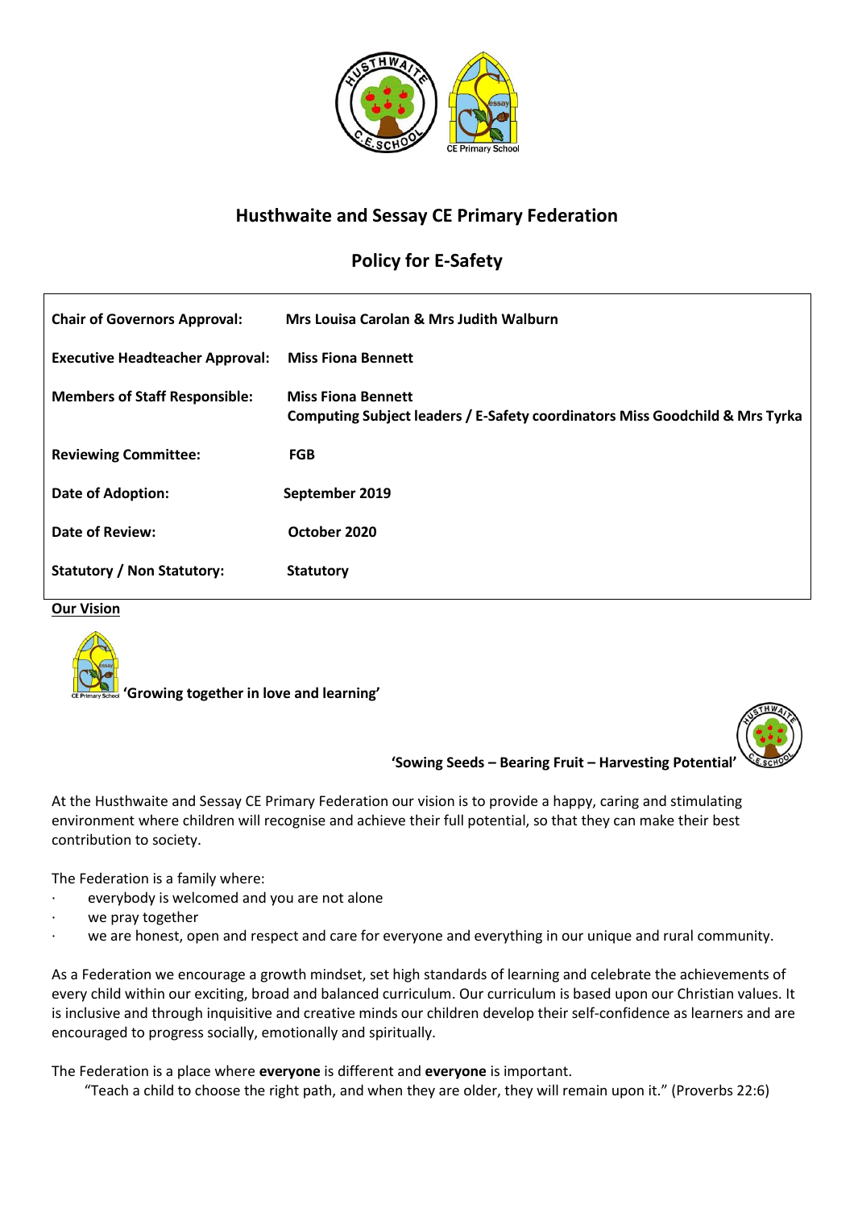# Husthwaite and Sessay CE Primary Federation

## Policy for E-Safety

| | |
|---|---|
| **Chair of Governors Approval:** | **Mrs Louisa Carolan & Mrs Judith Walburn** |
| **Executive Headteacher Approval:** | **Miss Fiona Bennett** |
| **Members of Staff Responsible:** | **Miss Fiona Bennett**<br>**Computing Subject leaders / E-Safety coordinators Miss Goodchild & Mrs Tyrka** |
| **Reviewing Committee:** | **FGB** |
| **Date of Adoption:** | **September 2019** |
| **Date of Review:** | **October 2020** |
| **Statutory / Non Statutory:** | **Statutory** |

**Our Vision**

**'Growing together in love and learning'**

**'Sowing Seeds – Bearing Fruit – Harvesting Potential'**

At the Husthwaite and Sessay CE Primary Federation our vision is to provide a happy, caring and stimulating environment where children will recognise and achieve their full potential, so that they can make their best contribution to society.

The Federation is a family where:

- everybody is welcomed and you are not alone
- we pray together
- we are honest, open and respect and care for everyone and everything in our unique and rural community.

As a Federation we encourage a growth mindset, set high standards of learning and celebrate the achievements of every child within our exciting, broad and balanced curriculum. Our curriculum is based upon our Christian values. It is inclusive and through inquisitive and creative minds our children develop their self-confidence as learners and are encouraged to progress socially, emotionally and spiritually.

The Federation is a place where **everyone** is different and **everyone** is important.

"Teach a child to choose the right path, and when they are older, they will remain upon it." (Proverbs 22:6)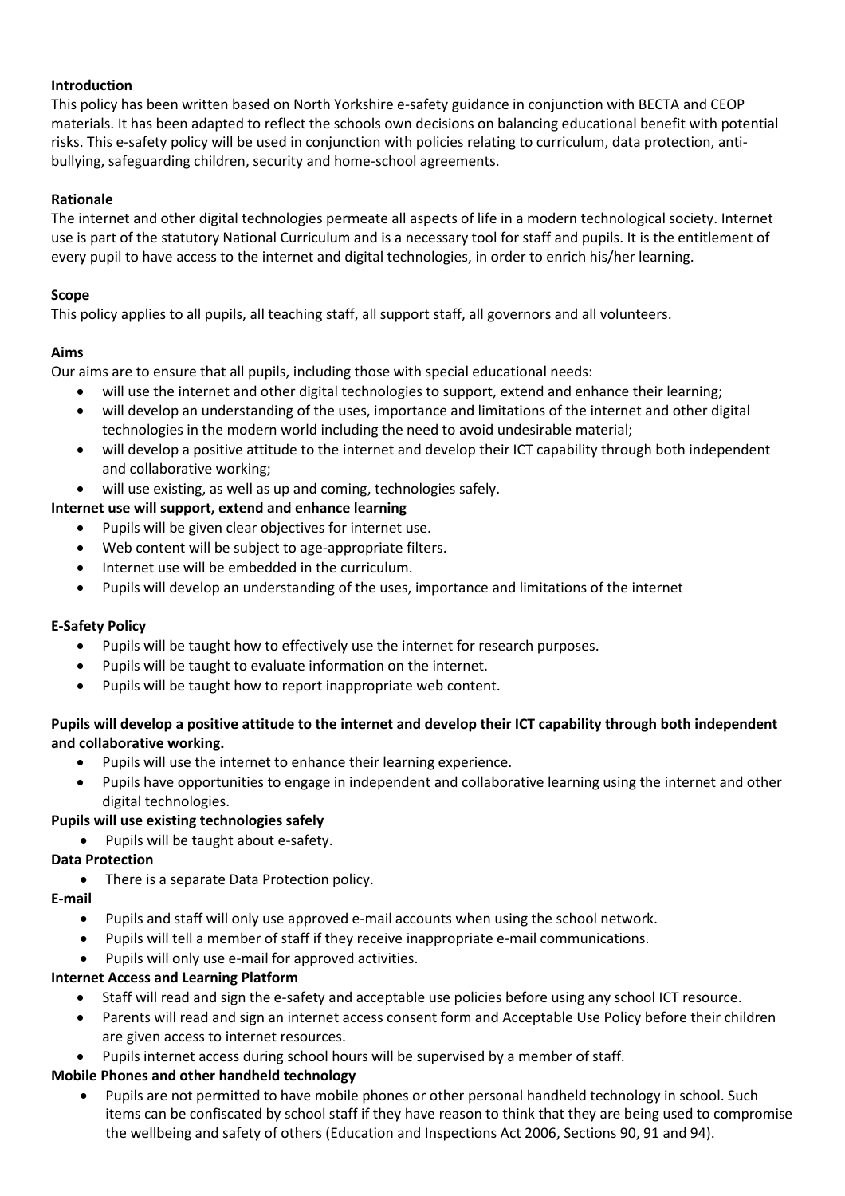**Introduction**

This policy has been written based on North Yorkshire e-safety guidance in conjunction with BECTA and CEOP materials. It has been adapted to reflect the schools own decisions on balancing educational benefit with potential risks. This e-safety policy will be used in conjunction with policies relating to curriculum, data protection, anti-bullying, safeguarding children, security and home-school agreements.

**Rationale**

The internet and other digital technologies permeate all aspects of life in a modern technological society. Internet use is part of the statutory National Curriculum and is a necessary tool for staff and pupils. It is the entitlement of every pupil to have access to the internet and digital technologies, in order to enrich his/her learning.

**Scope**

This policy applies to all pupils, all teaching staff, all support staff, all governors and all volunteers.

**Aims**

Our aims are to ensure that all pupils, including those with special educational needs:

- will use the internet and other digital technologies to support, extend and enhance their learning;
- will develop an understanding of the uses, importance and limitations of the internet and other digital technologies in the modern world including the need to avoid undesirable material;
- will develop a positive attitude to the internet and develop their ICT capability through both independent and collaborative working;
- will use existing, as well as up and coming, technologies safely.

**Internet use will support, extend and enhance learning**

- Pupils will be given clear objectives for internet use.
- Web content will be subject to age-appropriate filters.
- Internet use will be embedded in the curriculum.
- Pupils will develop an understanding of the uses, importance and limitations of the internet

**E-Safety Policy**

- Pupils will be taught how to effectively use the internet for research purposes.
- Pupils will be taught to evaluate information on the internet.
- Pupils will be taught how to report inappropriate web content.

**Pupils will develop a positive attitude to the internet and develop their ICT capability through both independent and collaborative working.**

- Pupils will use the internet to enhance their learning experience.
- Pupils have opportunities to engage in independent and collaborative learning using the internet and other digital technologies.

**Pupils will use existing technologies safely**

- Pupils will be taught about e-safety.

**Data Protection**

- There is a separate Data Protection policy.

**E-mail**

- Pupils and staff will only use approved e-mail accounts when using the school network.
- Pupils will tell a member of staff if they receive inappropriate e-mail communications.
- Pupils will only use e-mail for approved activities.

**Internet Access and Learning Platform**

- Staff will read and sign the e-safety and acceptable use policies before using any school ICT resource.
- Parents will read and sign an internet access consent form and Acceptable Use Policy before their children are given access to internet resources.
- Pupils internet access during school hours will be supervised by a member of staff.

**Mobile Phones and other handheld technology**

- Pupils are not permitted to have mobile phones or other personal handheld technology in school. Such items can be confiscated by school staff if they have reason to think that they are being used to compromise the wellbeing and safety of others (Education and Inspections Act 2006, Sections 90, 91 and 94).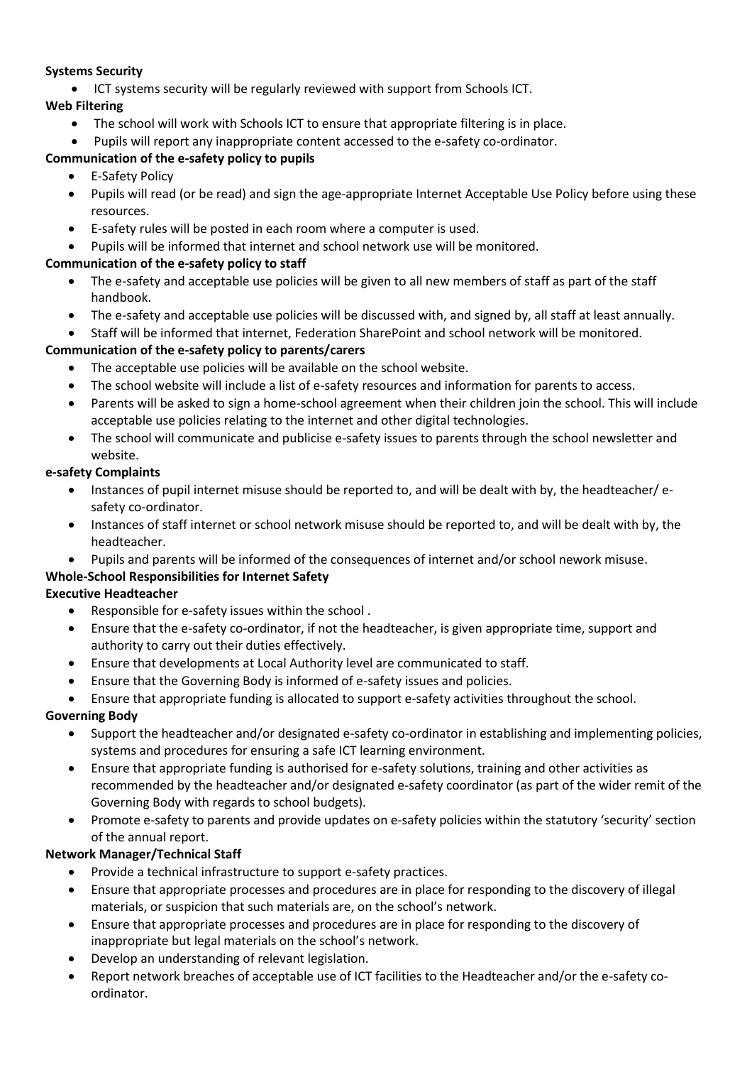**Systems Security**

- ICT systems security will be regularly reviewed with support from Schools ICT.

**Web Filtering**

- The school will work with Schools ICT to ensure that appropriate filtering is in place.
- Pupils will report any inappropriate content accessed to the e-safety co-ordinator.

**Communication of the e-safety policy to pupils**

- E-Safety Policy
- Pupils will read (or be read) and sign the age-appropriate Internet Acceptable Use Policy before using these resources.
- E-safety rules will be posted in each room where a computer is used.
- Pupils will be informed that internet and school network use will be monitored.

**Communication of the e-safety policy to staff**

- The e-safety and acceptable use policies will be given to all new members of staff as part of the staff handbook.
- The e-safety and acceptable use policies will be discussed with, and signed by, all staff at least annually.
- Staff will be informed that internet, Federation SharePoint and school network will be monitored.

**Communication of the e-safety policy to parents/carers**

- The acceptable use policies will be available on the school website.
- The school website will include a list of e-safety resources and information for parents to access.
- Parents will be asked to sign a home-school agreement when their children join the school. This will include acceptable use policies relating to the internet and other digital technologies.
- The school will communicate and publicise e-safety issues to parents through the school newsletter and website.

**e-safety Complaints**

- Instances of pupil internet misuse should be reported to, and will be dealt with by, the headteacher/ e-safety co-ordinator.
- Instances of staff internet or school network misuse should be reported to, and will be dealt with by, the headteacher.
- Pupils and parents will be informed of the consequences of internet and/or school nework misuse.

**Whole-School Responsibilities for Internet Safety**

**Executive Headteacher**

- Responsible for e-safety issues within the school .
- Ensure that the e-safety co-ordinator, if not the headteacher, is given appropriate time, support and authority to carry out their duties effectively.
- Ensure that developments at Local Authority level are communicated to staff.
- Ensure that the Governing Body is informed of e-safety issues and policies.
- Ensure that appropriate funding is allocated to support e-safety activities throughout the school.

**Governing Body**

- Support the headteacher and/or designated e-safety co-ordinator in establishing and implementing policies, systems and procedures for ensuring a safe ICT learning environment.
- Ensure that appropriate funding is authorised for e-safety solutions, training and other activities as recommended by the headteacher and/or designated e-safety coordinator (as part of the wider remit of the Governing Body with regards to school budgets).
- Promote e-safety to parents and provide updates on e-safety policies within the statutory 'security' section of the annual report.

**Network Manager/Technical Staff**

- Provide a technical infrastructure to support e-safety practices.
- Ensure that appropriate processes and procedures are in place for responding to the discovery of illegal materials, or suspicion that such materials are, on the school's network.
- Ensure that appropriate processes and procedures are in place for responding to the discovery of inappropriate but legal materials on the school's network.
- Develop an understanding of relevant legislation.
- Report network breaches of acceptable use of ICT facilities to the Headteacher and/or the e-safety co-ordinator.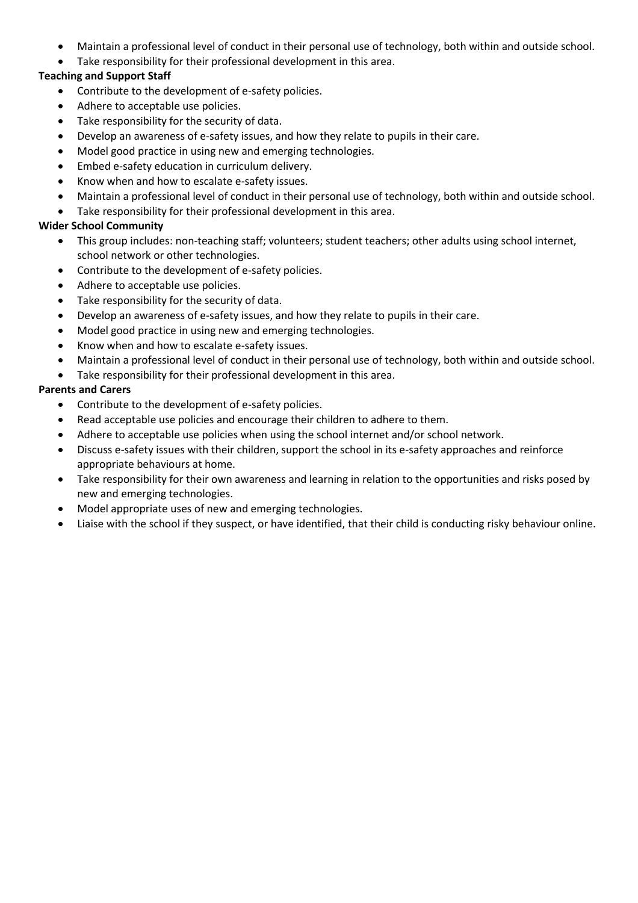- Maintain a professional level of conduct in their personal use of technology, both within and outside school.
- Take responsibility for their professional development in this area.

**Teaching and Support Staff**

- Contribute to the development of e-safety policies.
- Adhere to acceptable use policies.
- Take responsibility for the security of data.
- Develop an awareness of e-safety issues, and how they relate to pupils in their care.
- Model good practice in using new and emerging technologies.
- Embed e-safety education in curriculum delivery.
- Know when and how to escalate e-safety issues.
- Maintain a professional level of conduct in their personal use of technology, both within and outside school.
- Take responsibility for their professional development in this area.

**Wider School Community**

- This group includes: non-teaching staff; volunteers; student teachers; other adults using school internet, school network or other technologies.
- Contribute to the development of e-safety policies.
- Adhere to acceptable use policies.
- Take responsibility for the security of data.
- Develop an awareness of e-safety issues, and how they relate to pupils in their care.
- Model good practice in using new and emerging technologies.
- Know when and how to escalate e-safety issues.
- Maintain a professional level of conduct in their personal use of technology, both within and outside school.
- Take responsibility for their professional development in this area.

**Parents and Carers**

- Contribute to the development of e-safety policies.
- Read acceptable use policies and encourage their children to adhere to them.
- Adhere to acceptable use policies when using the school internet and/or school network.
- Discuss e-safety issues with their children, support the school in its e-safety approaches and reinforce appropriate behaviours at home.
- Take responsibility for their own awareness and learning in relation to the opportunities and risks posed by new and emerging technologies.
- Model appropriate uses of new and emerging technologies.
- Liaise with the school if they suspect, or have identified, that their child is conducting risky behaviour online.